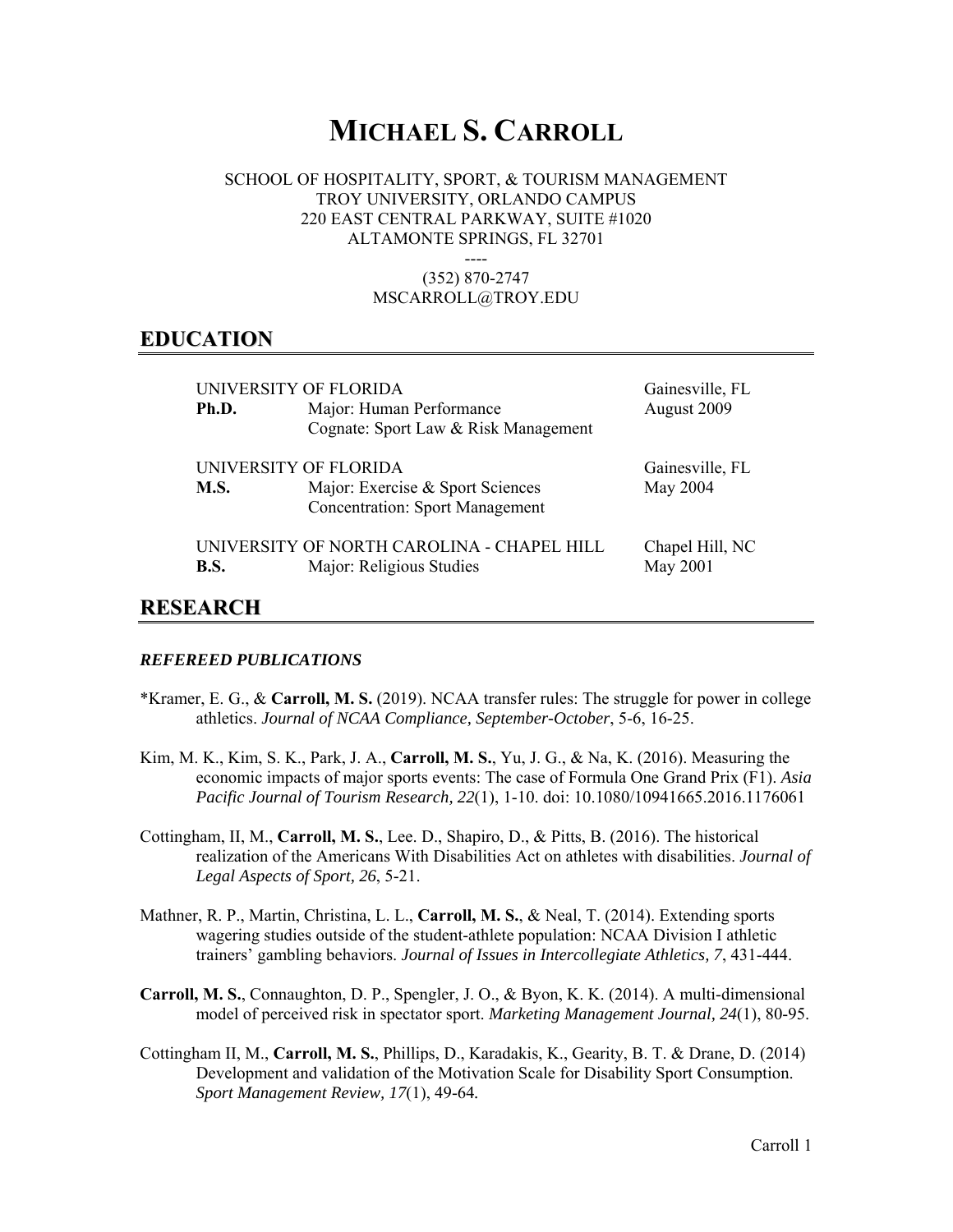# MICHAEL S. CARROLL

SCHOOL OF HOSPITALITY, SPORT, & TOURISM MANAGEMENT
TROY UNIVERSITY, ORLANDO CAMPUS
220 EAST CENTRAL PARKWAY, SUITE #1020
ALTAMONTE SPRINGS, FL 32701
----
(352) 870-2747
MSCARROLL@TROY.EDU

## EDUCATION

UNIVERSITY OF FLORIDA — Gainesville, FL
**Ph.D.** Major: Human Performance — August 2009
Cognate: Sport Law & Risk Management

UNIVERSITY OF FLORIDA — Gainesville, FL
**M.S.** Major: Exercise & Sport Sciences — May 2004
Concentration: Sport Management

UNIVERSITY OF NORTH CAROLINA - CHAPEL HILL — Chapel Hill, NC
**B.S.** Major: Religious Studies — May 2001

## RESEARCH

### *REFEREED PUBLICATIONS*

*Kramer, E. G., & **Carroll, M. S.** (2019). NCAA transfer rules: The struggle for power in college athletics. *Journal of NCAA Compliance, September-October*, 5-6, 16-25.

Kim, M. K., Kim, S. K., Park, J. A., **Carroll, M. S.**, Yu, J. G., & Na, K. (2016). Measuring the economic impacts of major sports events: The case of Formula One Grand Prix (F1). *Asia Pacific Journal of Tourism Research, 22*(1), 1-10. doi: 10.1080/10941665.2016.1176061

Cottingham, II, M., **Carroll, M. S.**, Lee. D., Shapiro, D., & Pitts, B. (2016). The historical realization of the Americans With Disabilities Act on athletes with disabilities. *Journal of Legal Aspects of Sport, 26*, 5-21.

Mathner, R. P., Martin, Christina, L. L., **Carroll, M. S.**, & Neal, T. (2014). Extending sports wagering studies outside of the student-athlete population: NCAA Division I athletic trainers' gambling behaviors. *Journal of Issues in Intercollegiate Athletics, 7*, 431-444.

**Carroll, M. S.**, Connaughton, D. P., Spengler, J. O., & Byon, K. K. (2014). A multi-dimensional model of perceived risk in spectator sport. *Marketing Management Journal, 24*(1), 80-95.

Cottingham II, M., **Carroll, M. S.**, Phillips, D., Karadakis, K., Gearity, B. T. & Drane, D. (2014) Development and validation of the Motivation Scale for Disability Sport Consumption. *Sport Management Review, 17*(1), 49-64.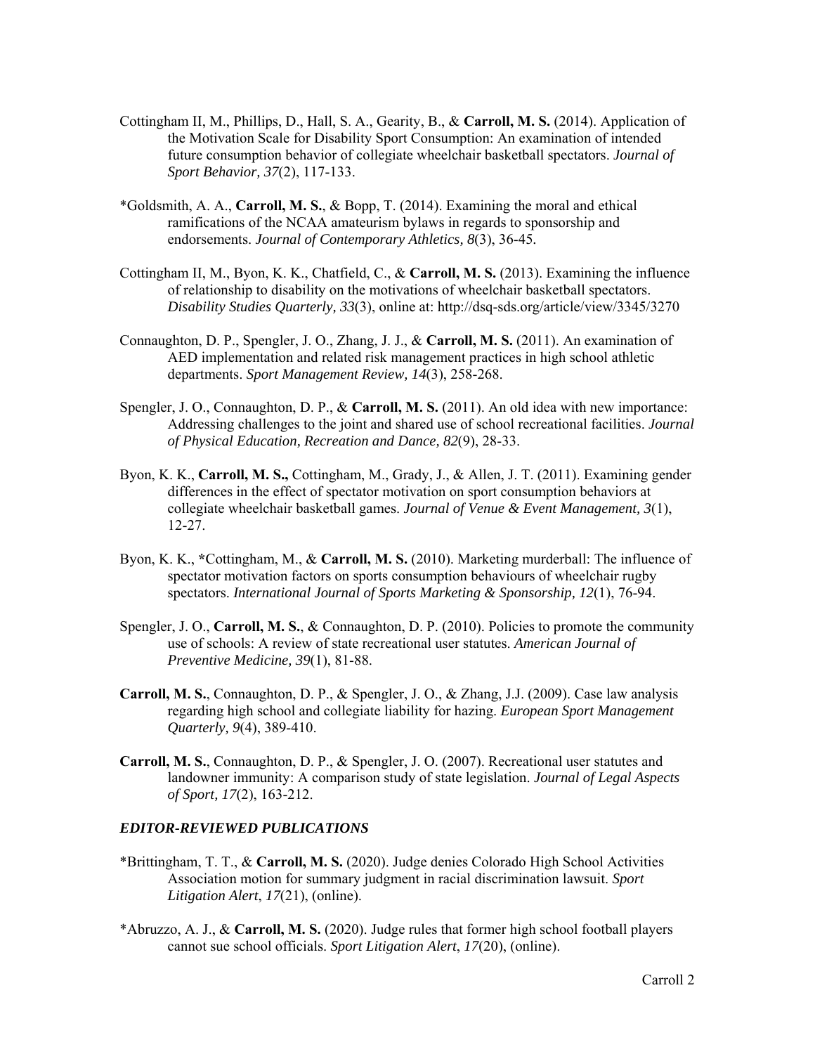Cottingham II, M., Phillips, D., Hall, S. A., Gearity, B., & **Carroll, M. S.** (2014). Application of the Motivation Scale for Disability Sport Consumption: An examination of intended future consumption behavior of collegiate wheelchair basketball spectators. *Journal of Sport Behavior, 37*(2), 117-133.

*Goldsmith, A. A., **Carroll, M. S.**, & Bopp, T. (2014). Examining the moral and ethical ramifications of the NCAA amateurism bylaws in regards to sponsorship and endorsements. *Journal of Contemporary Athletics, 8*(3), 36-45.

Cottingham II, M., Byon, K. K., Chatfield, C., & **Carroll, M. S.** (2013). Examining the influence of relationship to disability on the motivations of wheelchair basketball spectators. *Disability Studies Quarterly, 33*(3), online at: http://dsq-sds.org/article/view/3345/3270

Connaughton, D. P., Spengler, J. O., Zhang, J. J., & **Carroll, M. S.** (2011). An examination of AED implementation and related risk management practices in high school athletic departments. *Sport Management Review, 14*(3), 258-268.

Spengler, J. O., Connaughton, D. P., & **Carroll, M. S.** (2011). An old idea with new importance: Addressing challenges to the joint and shared use of school recreational facilities. *Journal of Physical Education, Recreation and Dance, 82*(9), 28-33.

Byon, K. K., **Carroll, M. S.,** Cottingham, M., Grady, J., & Allen, J. T. (2011). Examining gender differences in the effect of spectator motivation on sport consumption behaviors at collegiate wheelchair basketball games. *Journal of Venue & Event Management, 3*(1), 12-27.

Byon, K. K., ***Cottingham, M., & **Carroll, M. S.** (2010). Marketing murderball: The influence of spectator motivation factors on sports consumption behaviours of wheelchair rugby spectators. *International Journal of Sports Marketing & Sponsorship, 12*(1), 76-94.

Spengler, J. O., **Carroll, M. S.**, & Connaughton, D. P. (2010). Policies to promote the community use of schools: A review of state recreational user statutes. *American Journal of Preventive Medicine, 39*(1), 81-88.

**Carroll, M. S.**, Connaughton, D. P., & Spengler, J. O., & Zhang, J.J. (2009). Case law analysis regarding high school and collegiate liability for hazing. *European Sport Management Quarterly, 9*(4), 389-410.

**Carroll, M. S.**, Connaughton, D. P., & Spengler, J. O. (2007). Recreational user statutes and landowner immunity: A comparison study of state legislation. *Journal of Legal Aspects of Sport, 17*(2), 163-212.

### *EDITOR-REVIEWED PUBLICATIONS*

*Brittingham, T. T., & **Carroll, M. S.** (2020). Judge denies Colorado High School Activities Association motion for summary judgment in racial discrimination lawsuit. *Sport Litigation Alert*, *17*(21), (online).

*Abruzzo, A. J., & **Carroll, M. S.** (2020). Judge rules that former high school football players cannot sue school officials. *Sport Litigation Alert*, *17*(20), (online).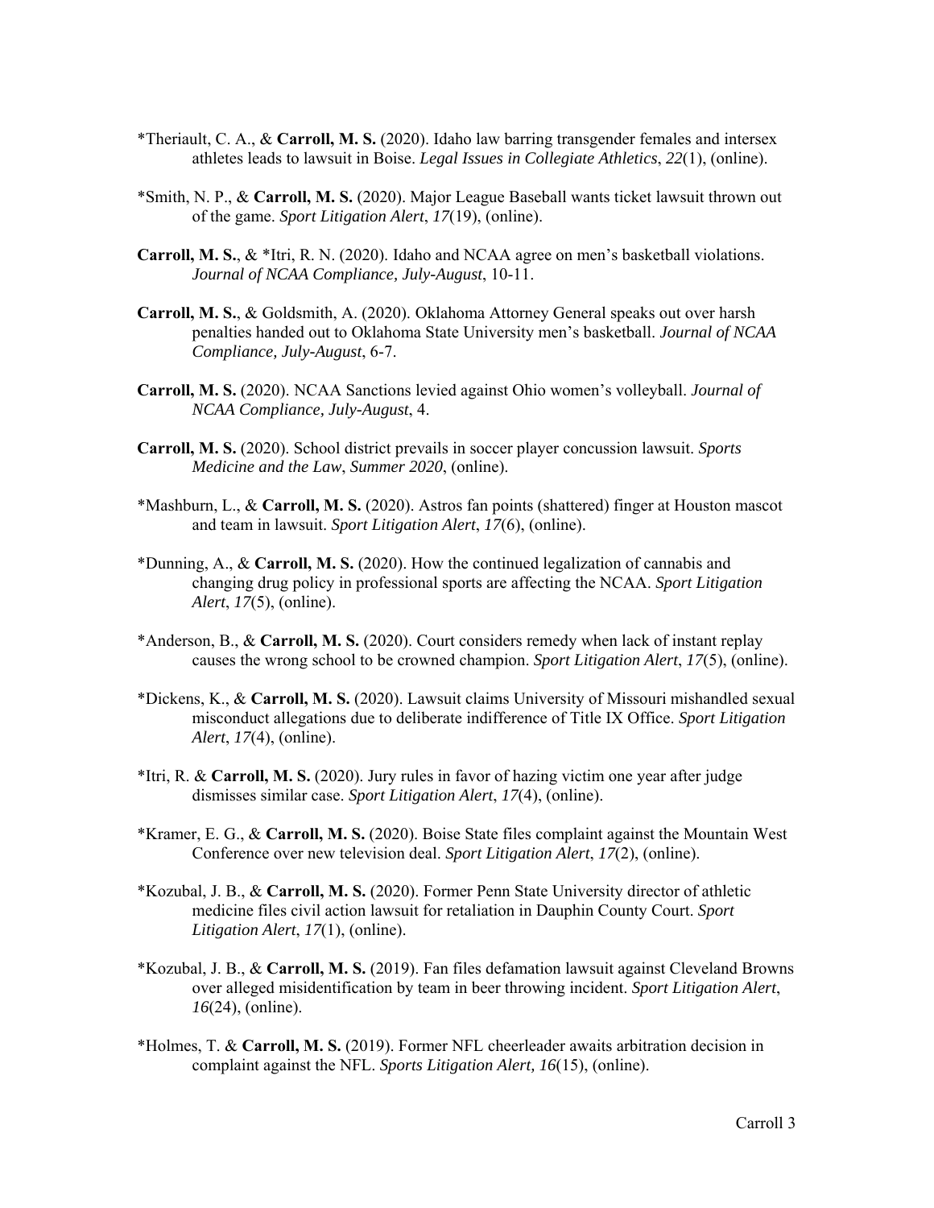*Theriault, C. A., & **Carroll, M. S.** (2020). Idaho law barring transgender females and intersex athletes leads to lawsuit in Boise. *Legal Issues in Collegiate Athletics*, *22*(1), (online).

*Smith, N. P., & **Carroll, M. S.** (2020). Major League Baseball wants ticket lawsuit thrown out of the game. *Sport Litigation Alert*, *17*(19), (online).

**Carroll, M. S.**, & *Itri, R. N. (2020). Idaho and NCAA agree on men's basketball violations. *Journal of NCAA Compliance, July-August*, 10-11.

**Carroll, M. S.**, & Goldsmith, A. (2020). Oklahoma Attorney General speaks out over harsh penalties handed out to Oklahoma State University men's basketball. *Journal of NCAA Compliance, July-August*, 6-7.

**Carroll, M. S.** (2020). NCAA Sanctions levied against Ohio women's volleyball. *Journal of NCAA Compliance, July-August*, 4.

**Carroll, M. S.** (2020). School district prevails in soccer player concussion lawsuit. *Sports Medicine and the Law*, *Summer 2020*, (online).

*Mashburn, L., & **Carroll, M. S.** (2020). Astros fan points (shattered) finger at Houston mascot and team in lawsuit. *Sport Litigation Alert*, *17*(6), (online).

*Dunning, A., & **Carroll, M. S.** (2020). How the continued legalization of cannabis and changing drug policy in professional sports are affecting the NCAA. *Sport Litigation Alert*, *17*(5), (online).

*Anderson, B., & **Carroll, M. S.** (2020). Court considers remedy when lack of instant replay causes the wrong school to be crowned champion. *Sport Litigation Alert*, *17*(5), (online).

*Dickens, K., & **Carroll, M. S.** (2020). Lawsuit claims University of Missouri mishandled sexual misconduct allegations due to deliberate indifference of Title IX Office. *Sport Litigation Alert*, *17*(4), (online).

*Itri, R. & **Carroll, M. S.** (2020). Jury rules in favor of hazing victim one year after judge dismisses similar case. *Sport Litigation Alert*, *17*(4), (online).

*Kramer, E. G., & **Carroll, M. S.** (2020). Boise State files complaint against the Mountain West Conference over new television deal. *Sport Litigation Alert*, *17*(2), (online).

*Kozubal, J. B., & **Carroll, M. S.** (2020). Former Penn State University director of athletic medicine files civil action lawsuit for retaliation in Dauphin County Court. *Sport Litigation Alert*, *17*(1), (online).

*Kozubal, J. B., & **Carroll, M. S.** (2019). Fan files defamation lawsuit against Cleveland Browns over alleged misidentification by team in beer throwing incident. *Sport Litigation Alert*, *16*(24), (online).

*Holmes, T. & **Carroll, M. S.** (2019). Former NFL cheerleader awaits arbitration decision in complaint against the NFL. *Sports Litigation Alert, 16*(15), (online).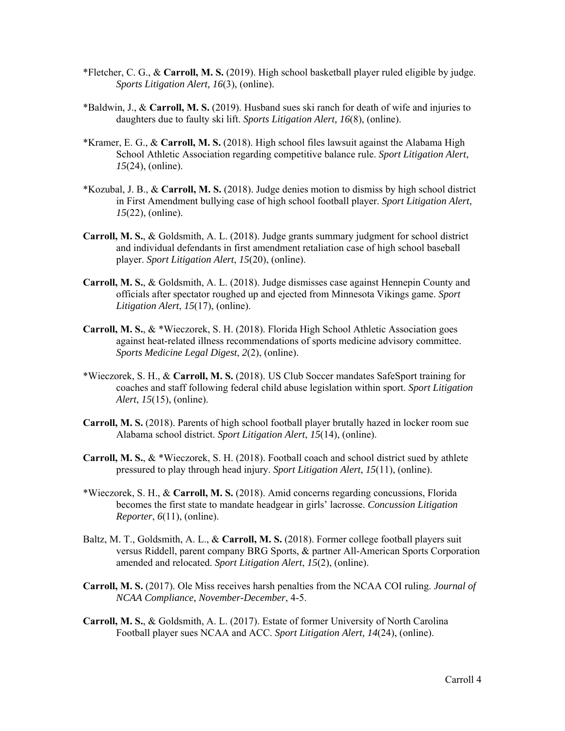*Fletcher, C. G., & **Carroll, M. S.** (2019). High school basketball player ruled eligible by judge. *Sports Litigation Alert, 16*(3), (online).

*Baldwin, J., & **Carroll, M. S.** (2019). Husband sues ski ranch for death of wife and injuries to daughters due to faulty ski lift. *Sports Litigation Alert, 16*(8), (online).

*Kramer, E. G., & **Carroll, M. S.** (2018). High school files lawsuit against the Alabama High School Athletic Association regarding competitive balance rule. *Sport Litigation Alert*, *15*(24), (online).

*Kozubal, J. B., & **Carroll, M. S.** (2018). Judge denies motion to dismiss by high school district in First Amendment bullying case of high school football player. *Sport Litigation Alert*, *15*(22), (online).

**Carroll, M. S.**, & Goldsmith, A. L. (2018). Judge grants summary judgment for school district and individual defendants in first amendment retaliation case of high school baseball player. *Sport Litigation Alert*, *15*(20), (online).

**Carroll, M. S.**, & Goldsmith, A. L. (2018). Judge dismisses case against Hennepin County and officials after spectator roughed up and ejected from Minnesota Vikings game. *Sport Litigation Alert*, *15*(17), (online).

**Carroll, M. S.**, & *Wieczorek, S. H. (2018). Florida High School Athletic Association goes against heat-related illness recommendations of sports medicine advisory committee. *Sports Medicine Legal Digest*, *2*(2), (online).

*Wieczorek, S. H., & **Carroll, M. S.** (2018). US Club Soccer mandates SafeSport training for coaches and staff following federal child abuse legislation within sport. *Sport Litigation Alert*, *15*(15), (online).

**Carroll, M. S.** (2018). Parents of high school football player brutally hazed in locker room sue Alabama school district. *Sport Litigation Alert*, *15*(14), (online).

**Carroll, M. S.**, & *Wieczorek, S. H. (2018). Football coach and school district sued by athlete pressured to play through head injury. *Sport Litigation Alert*, *15*(11), (online).

*Wieczorek, S. H., & **Carroll, M. S.** (2018). Amid concerns regarding concussions, Florida becomes the first state to mandate headgear in girls' lacrosse. *Concussion Litigation Reporter*, *6*(11), (online).

Baltz, M. T., Goldsmith, A. L., & **Carroll, M. S.** (2018). Former college football players suit versus Riddell, parent company BRG Sports, & partner All-American Sports Corporation amended and relocated. *Sport Litigation Alert*, *15*(2), (online).

**Carroll, M. S.** (2017). Ole Miss receives harsh penalties from the NCAA COI ruling. *Journal of NCAA Compliance, November-December*, 4-5.

**Carroll, M. S.**, & Goldsmith, A. L. (2017). Estate of former University of North Carolina Football player sues NCAA and ACC. *Sport Litigation Alert, 14*(24), (online).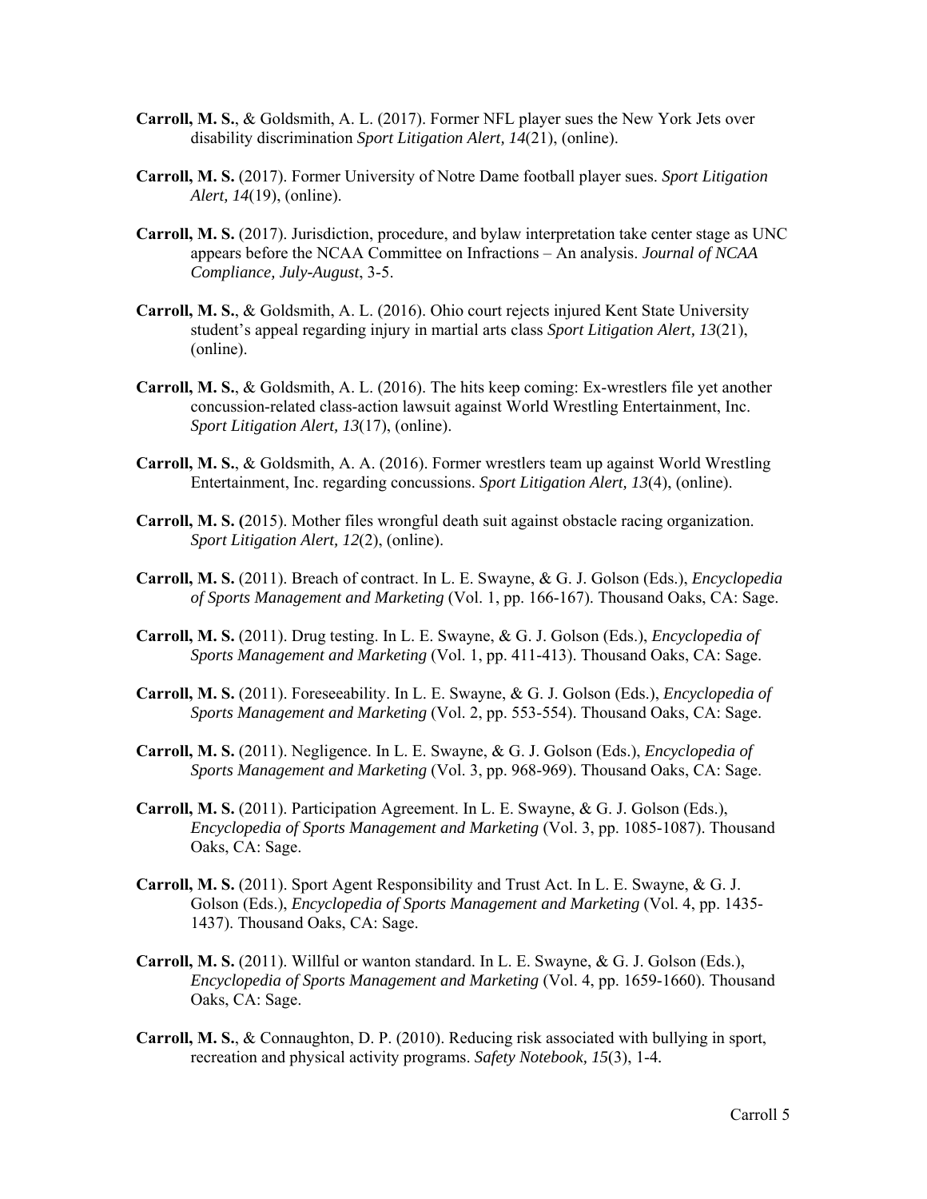**Carroll, M. S.**, & Goldsmith, A. L. (2017). Former NFL player sues the New York Jets over disability discrimination *Sport Litigation Alert, 14*(21), (online).

**Carroll, M. S.** (2017). Former University of Notre Dame football player sues. *Sport Litigation Alert, 14*(19), (online).

**Carroll, M. S.** (2017). Jurisdiction, procedure, and bylaw interpretation take center stage as UNC appears before the NCAA Committee on Infractions – An analysis. *Journal of NCAA Compliance, July-August*, 3-5.

**Carroll, M. S.**, & Goldsmith, A. L. (2016). Ohio court rejects injured Kent State University student's appeal regarding injury in martial arts class *Sport Litigation Alert, 13*(21), (online).

**Carroll, M. S.**, & Goldsmith, A. L. (2016). The hits keep coming: Ex-wrestlers file yet another concussion-related class-action lawsuit against World Wrestling Entertainment, Inc. *Sport Litigation Alert, 13*(17), (online).

**Carroll, M. S.**, & Goldsmith, A. A. (2016). Former wrestlers team up against World Wrestling Entertainment, Inc. regarding concussions. *Sport Litigation Alert, 13*(4), (online).

**Carroll, M. S. (**2015). Mother files wrongful death suit against obstacle racing organization. *Sport Litigation Alert, 12*(2), (online).

**Carroll, M. S.** (2011). Breach of contract. In L. E. Swayne, & G. J. Golson (Eds.), *Encyclopedia of Sports Management and Marketing* (Vol. 1, pp. 166-167). Thousand Oaks, CA: Sage.

**Carroll, M. S.** (2011). Drug testing. In L. E. Swayne, & G. J. Golson (Eds.), *Encyclopedia of Sports Management and Marketing* (Vol. 1, pp. 411-413). Thousand Oaks, CA: Sage.

**Carroll, M. S.** (2011). Foreseeability. In L. E. Swayne, & G. J. Golson (Eds.), *Encyclopedia of Sports Management and Marketing* (Vol. 2, pp. 553-554). Thousand Oaks, CA: Sage.

**Carroll, M. S.** (2011). Negligence. In L. E. Swayne, & G. J. Golson (Eds.), *Encyclopedia of Sports Management and Marketing* (Vol. 3, pp. 968-969). Thousand Oaks, CA: Sage.

**Carroll, M. S.** (2011). Participation Agreement. In L. E. Swayne, & G. J. Golson (Eds.), *Encyclopedia of Sports Management and Marketing* (Vol. 3, pp. 1085-1087). Thousand Oaks, CA: Sage.

**Carroll, M. S.** (2011). Sport Agent Responsibility and Trust Act. In L. E. Swayne, & G. J. Golson (Eds.), *Encyclopedia of Sports Management and Marketing* (Vol. 4, pp. 1435-1437). Thousand Oaks, CA: Sage.

**Carroll, M. S.** (2011). Willful or wanton standard. In L. E. Swayne, & G. J. Golson (Eds.), *Encyclopedia of Sports Management and Marketing* (Vol. 4, pp. 1659-1660). Thousand Oaks, CA: Sage.

**Carroll, M. S.**, & Connaughton, D. P. (2010). Reducing risk associated with bullying in sport, recreation and physical activity programs. *Safety Notebook, 15*(3), 1-4.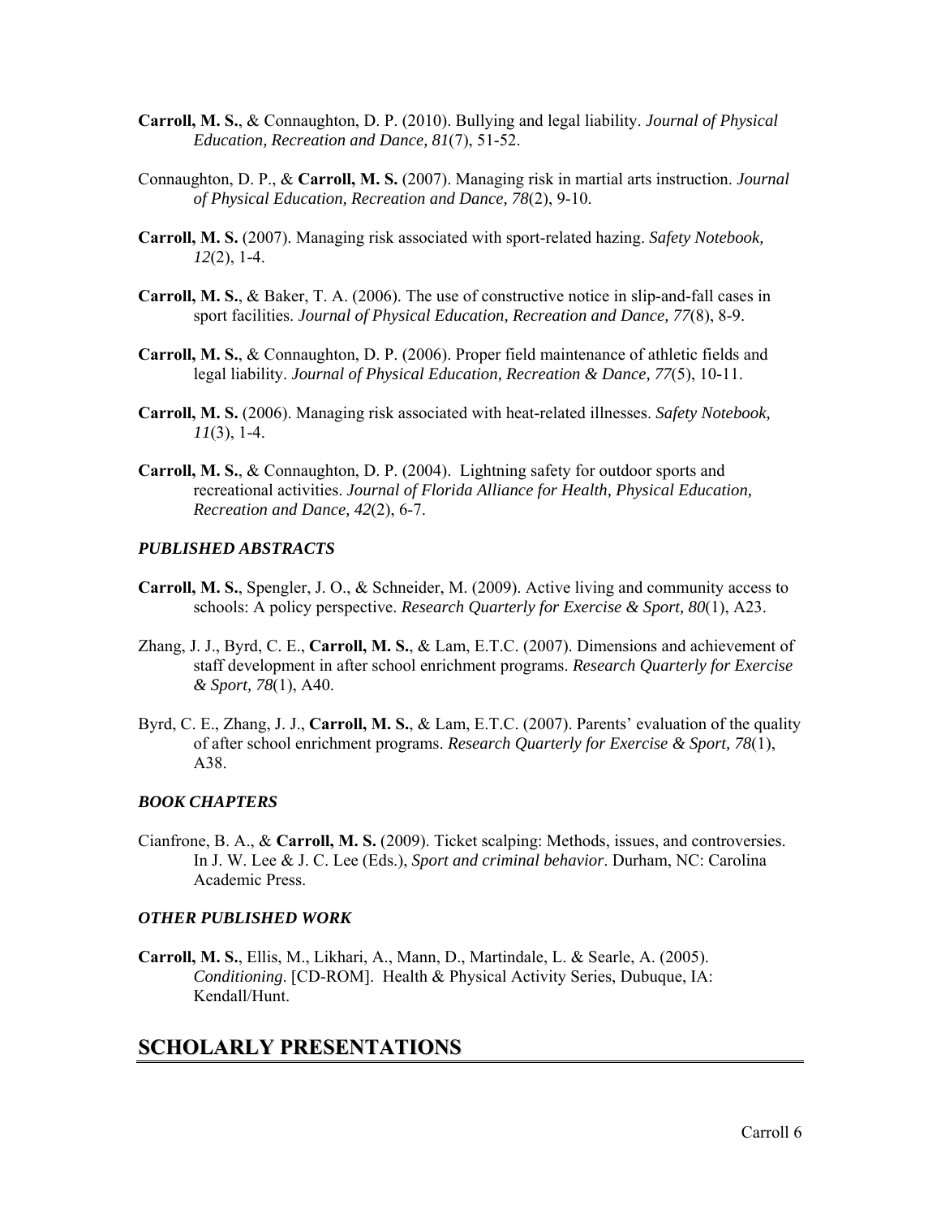**Carroll, M. S.**, & Connaughton, D. P. (2010). Bullying and legal liability. *Journal of Physical Education, Recreation and Dance, 81*(7), 51-52.

Connaughton, D. P., & **Carroll, M. S.** (2007). Managing risk in martial arts instruction. *Journal of Physical Education, Recreation and Dance, 78*(2), 9-10.

**Carroll, M. S.** (2007). Managing risk associated with sport-related hazing. *Safety Notebook, 12*(2), 1-4.

**Carroll, M. S.**, & Baker, T. A. (2006). The use of constructive notice in slip-and-fall cases in sport facilities. *Journal of Physical Education, Recreation and Dance, 77*(8), 8-9.

**Carroll, M. S.**, & Connaughton, D. P. (2006). Proper field maintenance of athletic fields and legal liability. *Journal of Physical Education, Recreation & Dance, 77*(5), 10-11.

**Carroll, M. S.** (2006). Managing risk associated with heat-related illnesses. *Safety Notebook, 11*(3), 1-4.

**Carroll, M. S.**, & Connaughton, D. P. (2004). Lightning safety for outdoor sports and recreational activities. *Journal of Florida Alliance for Health, Physical Education, Recreation and Dance, 42*(2), 6-7.

### *PUBLISHED ABSTRACTS*

**Carroll, M. S.**, Spengler, J. O., & Schneider, M. (2009). Active living and community access to schools: A policy perspective. *Research Quarterly for Exercise & Sport, 80*(1), A23.

Zhang, J. J., Byrd, C. E., **Carroll, M. S.**, & Lam, E.T.C. (2007). Dimensions and achievement of staff development in after school enrichment programs. *Research Quarterly for Exercise & Sport, 78*(1), A40.

Byrd, C. E., Zhang, J. J., **Carroll, M. S.**, & Lam, E.T.C. (2007). Parents' evaluation of the quality of after school enrichment programs. *Research Quarterly for Exercise & Sport, 78*(1), A38.

### *BOOK CHAPTERS*

Cianfrone, B. A., & **Carroll, M. S.** (2009). Ticket scalping: Methods, issues, and controversies. In J. W. Lee & J. C. Lee (Eds.), *Sport and criminal behavior*. Durham, NC: Carolina Academic Press.

### *OTHER PUBLISHED WORK*

**Carroll, M. S.**, Ellis, M., Likhari, A., Mann, D., Martindale, L. & Searle, A. (2005). *Conditioning*. [CD-ROM]. Health & Physical Activity Series, Dubuque, IA: Kendall/Hunt.

## SCHOLARLY PRESENTATIONS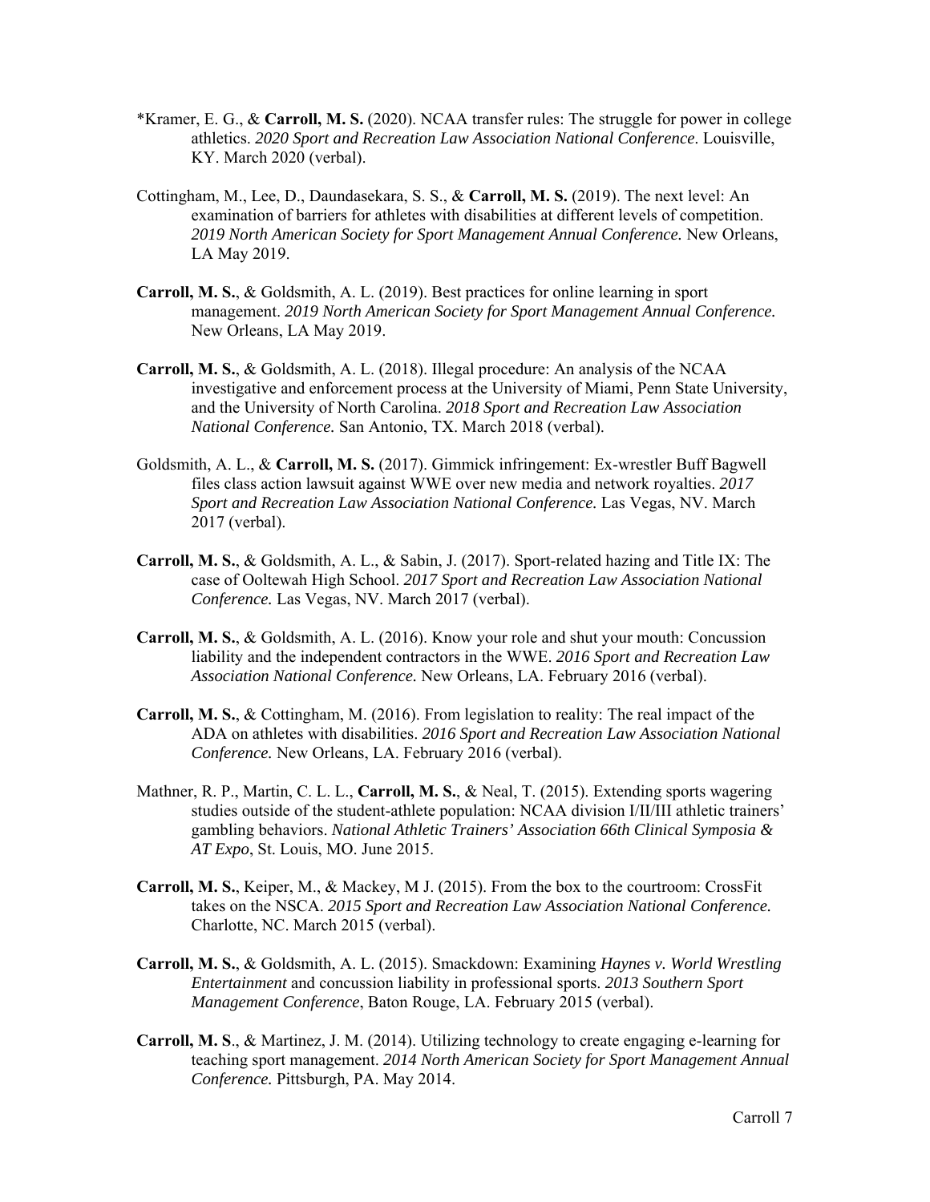*Kramer, E. G., & **Carroll, M. S.** (2020). NCAA transfer rules: The struggle for power in college athletics. *2020 Sport and Recreation Law Association National Conference*. Louisville, KY. March 2020 (verbal).

Cottingham, M., Lee, D., Daundasekara, S. S., & **Carroll, M. S.** (2019). The next level: An examination of barriers for athletes with disabilities at different levels of competition. *2019 North American Society for Sport Management Annual Conference.* New Orleans, LA May 2019.

**Carroll, M. S.**, & Goldsmith, A. L. (2019). Best practices for online learning in sport management. *2019 North American Society for Sport Management Annual Conference.* New Orleans, LA May 2019.

**Carroll, M. S.**, & Goldsmith, A. L. (2018). Illegal procedure: An analysis of the NCAA investigative and enforcement process at the University of Miami, Penn State University, and the University of North Carolina. *2018 Sport and Recreation Law Association National Conference.* San Antonio, TX. March 2018 (verbal).

Goldsmith, A. L., & **Carroll, M. S.** (2017). Gimmick infringement: Ex-wrestler Buff Bagwell files class action lawsuit against WWE over new media and network royalties. *2017 Sport and Recreation Law Association National Conference.* Las Vegas, NV. March 2017 (verbal).

**Carroll, M. S.**, & Goldsmith, A. L., & Sabin, J. (2017). Sport-related hazing and Title IX: The case of Ooltewah High School. *2017 Sport and Recreation Law Association National Conference.* Las Vegas, NV. March 2017 (verbal).

**Carroll, M. S.**, & Goldsmith, A. L. (2016). Know your role and shut your mouth: Concussion liability and the independent contractors in the WWE. *2016 Sport and Recreation Law Association National Conference.* New Orleans, LA. February 2016 (verbal).

**Carroll, M. S.**, & Cottingham, M. (2016). From legislation to reality: The real impact of the ADA on athletes with disabilities. *2016 Sport and Recreation Law Association National Conference.* New Orleans, LA. February 2016 (verbal).

Mathner, R. P., Martin, C. L. L., **Carroll, M. S.**, & Neal, T. (2015). Extending sports wagering studies outside of the student-athlete population: NCAA division I/II/III athletic trainers' gambling behaviors. *National Athletic Trainers' Association 66th Clinical Symposia & AT Expo*, St. Louis, MO. June 2015.

**Carroll, M. S.**, Keiper, M., & Mackey, M J. (2015). From the box to the courtroom: CrossFit takes on the NSCA. *2015 Sport and Recreation Law Association National Conference.* Charlotte, NC. March 2015 (verbal).

**Carroll, M. S.**, & Goldsmith, A. L. (2015). Smackdown: Examining *Haynes v. World Wrestling Entertainment* and concussion liability in professional sports. *2013 Southern Sport Management Conference*, Baton Rouge, LA. February 2015 (verbal).

**Carroll, M. S**., & Martinez, J. M. (2014). Utilizing technology to create engaging e-learning for teaching sport management. *2014 North American Society for Sport Management Annual Conference.* Pittsburgh, PA. May 2014.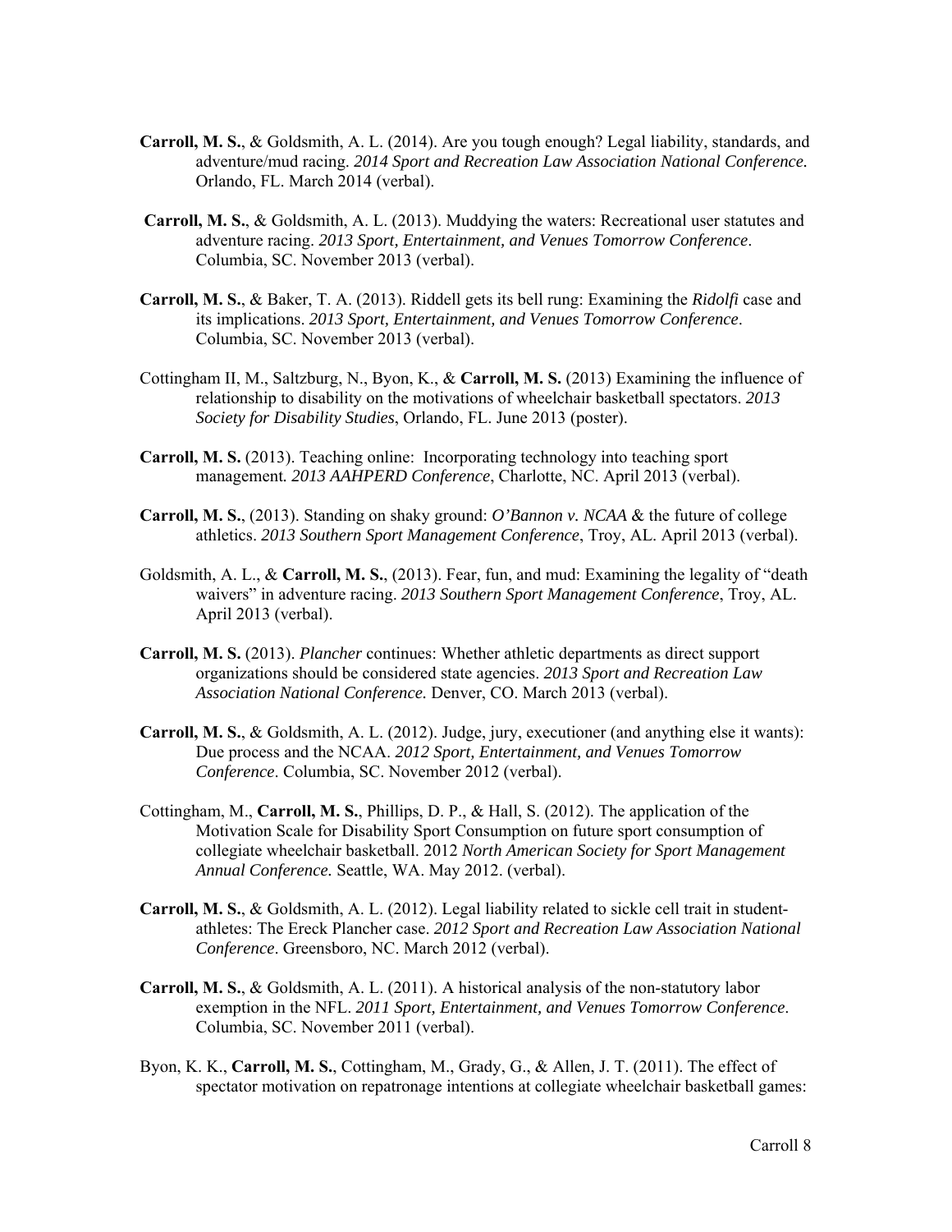**Carroll, M. S.**, & Goldsmith, A. L. (2014). Are you tough enough? Legal liability, standards, and adventure/mud racing. *2014 Sport and Recreation Law Association National Conference.* Orlando, FL. March 2014 (verbal).

**Carroll, M. S.**, & Goldsmith, A. L. (2013). Muddying the waters: Recreational user statutes and adventure racing. *2013 Sport, Entertainment, and Venues Tomorrow Conference*. Columbia, SC. November 2013 (verbal).

**Carroll, M. S.**, & Baker, T. A. (2013). Riddell gets its bell rung: Examining the *Ridolfi* case and its implications. *2013 Sport, Entertainment, and Venues Tomorrow Conference*. Columbia, SC. November 2013 (verbal).

Cottingham II, M., Saltzburg, N., Byon, K., & **Carroll, M. S.** (2013) Examining the influence of relationship to disability on the motivations of wheelchair basketball spectators. *2013 Society for Disability Studies*, Orlando, FL. June 2013 (poster).

**Carroll, M. S.** (2013). Teaching online: Incorporating technology into teaching sport management*. 2013 AAHPERD Conference*, Charlotte, NC. April 2013 (verbal).

**Carroll, M. S.**, (2013). Standing on shaky ground: *O'Bannon v. NCAA* & the future of college athletics. *2013 Southern Sport Management Conference*, Troy, AL. April 2013 (verbal).

Goldsmith, A. L., & **Carroll, M. S.**, (2013). Fear, fun, and mud: Examining the legality of "death waivers" in adventure racing. *2013 Southern Sport Management Conference*, Troy, AL. April 2013 (verbal).

**Carroll, M. S.** (2013). *Plancher* continues: Whether athletic departments as direct support organizations should be considered state agencies. *2013 Sport and Recreation Law Association National Conference.* Denver, CO. March 2013 (verbal).

**Carroll, M. S.**, & Goldsmith, A. L. (2012). Judge, jury, executioner (and anything else it wants): Due process and the NCAA. *2012 Sport, Entertainment, and Venues Tomorrow Conference*. Columbia, SC. November 2012 (verbal).

Cottingham, M., **Carroll, M. S.**, Phillips, D. P., & Hall, S. (2012). The application of the Motivation Scale for Disability Sport Consumption on future sport consumption of collegiate wheelchair basketball. 2012 *North American Society for Sport Management Annual Conference.* Seattle, WA. May 2012. (verbal).

**Carroll, M. S.**, & Goldsmith, A. L. (2012). Legal liability related to sickle cell trait in student-athletes: The Ereck Plancher case. *2012 Sport and Recreation Law Association National Conference*. Greensboro, NC. March 2012 (verbal).

**Carroll, M. S.**, & Goldsmith, A. L. (2011). A historical analysis of the non-statutory labor exemption in the NFL. *2011 Sport, Entertainment, and Venues Tomorrow Conference*. Columbia, SC. November 2011 (verbal).

Byon, K. K., **Carroll, M. S.**, Cottingham, M., Grady, G., & Allen, J. T. (2011). The effect of spectator motivation on repatronage intentions at collegiate wheelchair basketball games: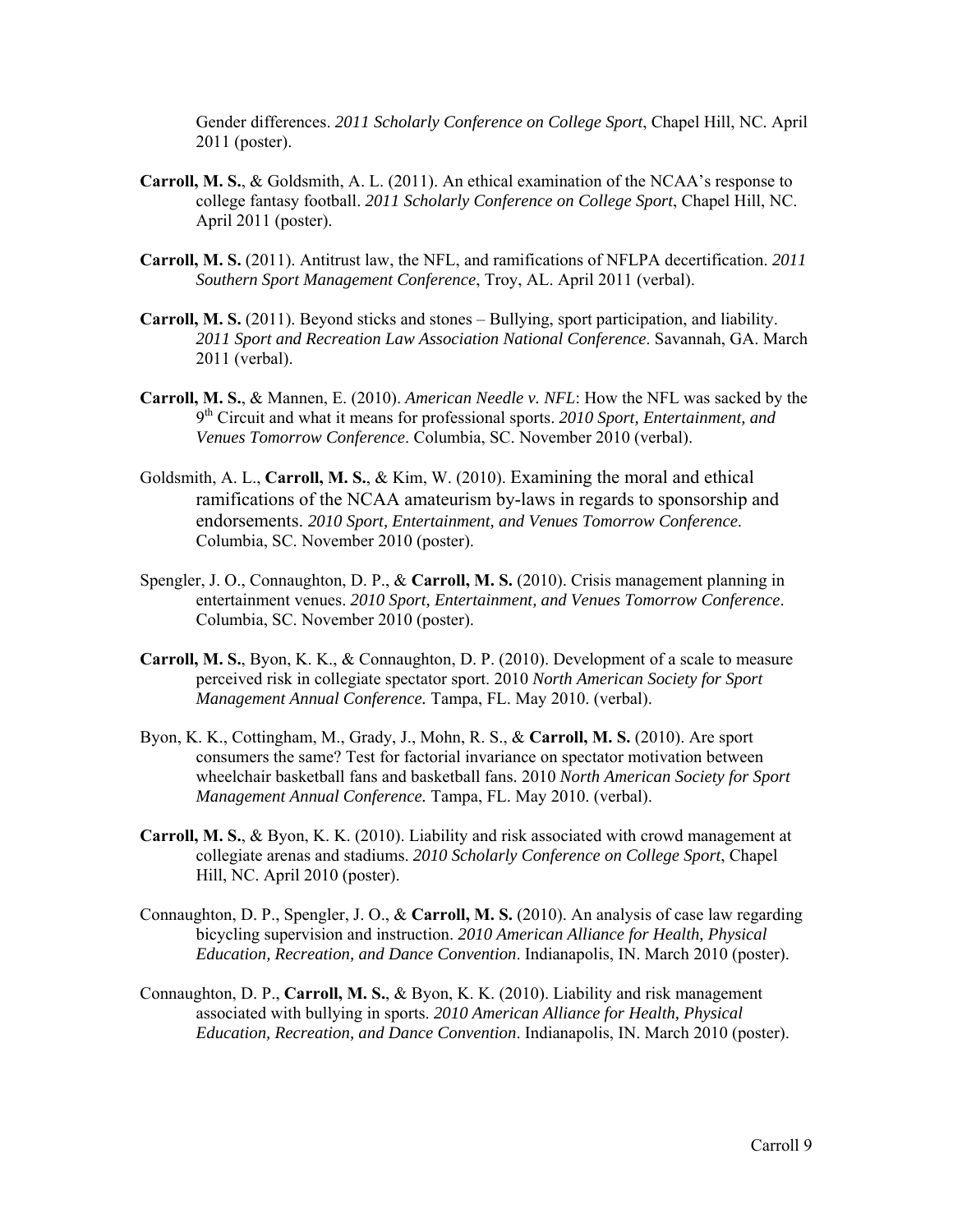Gender differences. *2011 Scholarly Conference on College Sport*, Chapel Hill, NC. April 2011 (poster).

**Carroll, M. S.**, & Goldsmith, A. L. (2011). An ethical examination of the NCAA's response to college fantasy football. *2011 Scholarly Conference on College Sport*, Chapel Hill, NC. April 2011 (poster).

**Carroll, M. S.** (2011). Antitrust law, the NFL, and ramifications of NFLPA decertification. *2011 Southern Sport Management Conference*, Troy, AL. April 2011 (verbal).

**Carroll, M. S.** (2011). Beyond sticks and stones – Bullying, sport participation, and liability. *2011 Sport and Recreation Law Association National Conference*. Savannah, GA. March 2011 (verbal).

**Carroll, M. S.**, & Mannen, E. (2010). *American Needle v. NFL*: How the NFL was sacked by the 9th Circuit and what it means for professional sports. *2010 Sport, Entertainment, and Venues Tomorrow Conference*. Columbia, SC. November 2010 (verbal).

Goldsmith, A. L., **Carroll, M. S.**, & Kim, W. (2010). Examining the moral and ethical ramifications of the NCAA amateurism by-laws in regards to sponsorship and endorsements. *2010 Sport, Entertainment, and Venues Tomorrow Conference*. Columbia, SC. November 2010 (poster).

Spengler, J. O., Connaughton, D. P., & **Carroll, M. S.** (2010). Crisis management planning in entertainment venues. *2010 Sport, Entertainment, and Venues Tomorrow Conference*. Columbia, SC. November 2010 (poster).

**Carroll, M. S.**, Byon, K. K., & Connaughton, D. P. (2010). Development of a scale to measure perceived risk in collegiate spectator sport. 2010 *North American Society for Sport Management Annual Conference.* Tampa, FL. May 2010. (verbal).

Byon, K. K., Cottingham, M., Grady, J., Mohn, R. S., & **Carroll, M. S.** (2010). Are sport consumers the same? Test for factorial invariance on spectator motivation between wheelchair basketball fans and basketball fans. 2010 *North American Society for Sport Management Annual Conference.* Tampa, FL. May 2010. (verbal).

**Carroll, M. S.**, & Byon, K. K. (2010). Liability and risk associated with crowd management at collegiate arenas and stadiums. *2010 Scholarly Conference on College Sport*, Chapel Hill, NC. April 2010 (poster).

Connaughton, D. P., Spengler, J. O., & **Carroll, M. S.** (2010). An analysis of case law regarding bicycling supervision and instruction. *2010 American Alliance for Health, Physical Education, Recreation, and Dance Convention*. Indianapolis, IN. March 2010 (poster).

Connaughton, D. P., **Carroll, M. S.**, & Byon, K. K. (2010). Liability and risk management associated with bullying in sports. *2010 American Alliance for Health, Physical Education, Recreation, and Dance Convention*. Indianapolis, IN. March 2010 (poster).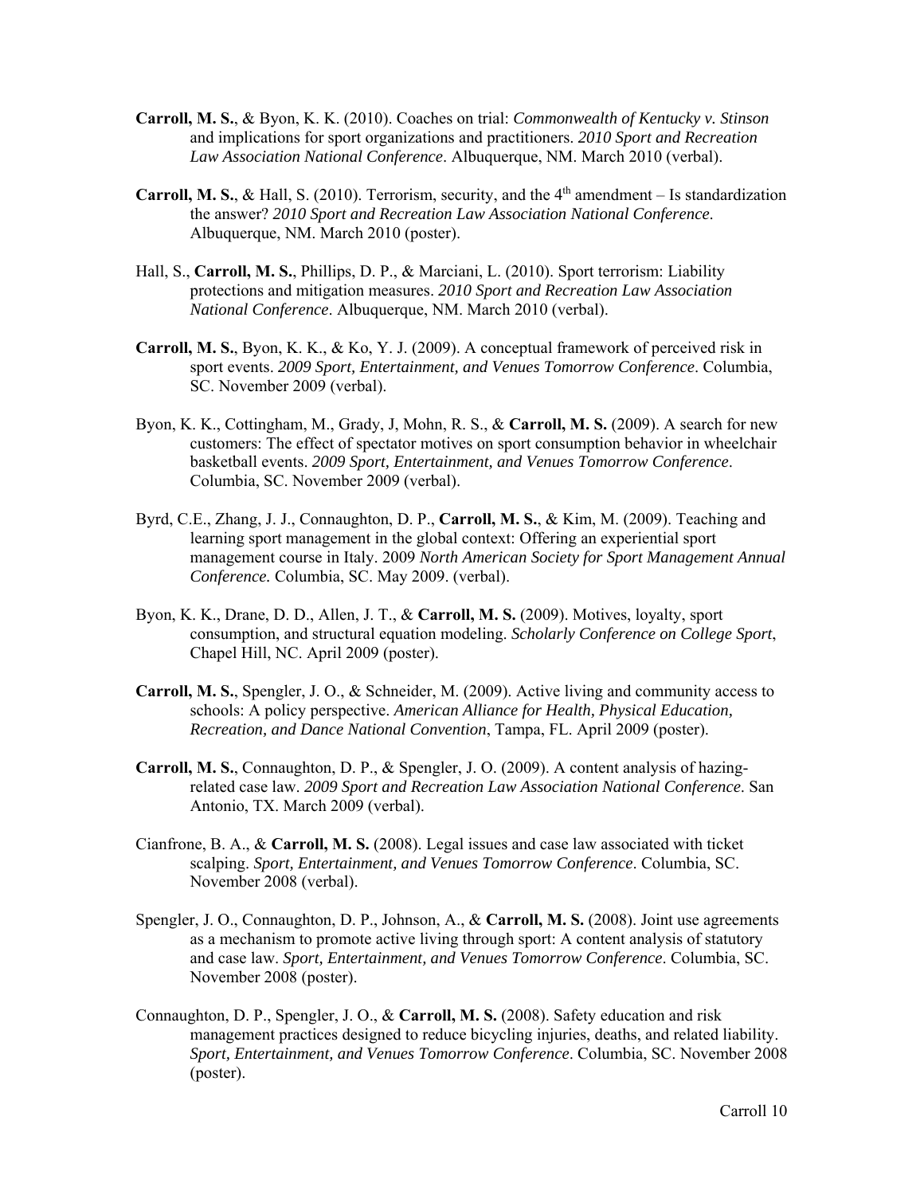**Carroll, M. S.**, & Byon, K. K. (2010). Coaches on trial: *Commonwealth of Kentucky v. Stinson* and implications for sport organizations and practitioners. *2010 Sport and Recreation Law Association National Conference*. Albuquerque, NM. March 2010 (verbal).

**Carroll, M. S.**, & Hall, S. (2010). Terrorism, security, and the 4th amendment – Is standardization the answer? *2010 Sport and Recreation Law Association National Conference*. Albuquerque, NM. March 2010 (poster).

Hall, S., **Carroll, M. S.**, Phillips, D. P., & Marciani, L. (2010). Sport terrorism: Liability protections and mitigation measures. *2010 Sport and Recreation Law Association National Conference*. Albuquerque, NM. March 2010 (verbal).

**Carroll, M. S.**, Byon, K. K., & Ko, Y. J. (2009). A conceptual framework of perceived risk in sport events. *2009 Sport, Entertainment, and Venues Tomorrow Conference*. Columbia, SC. November 2009 (verbal).

Byon, K. K., Cottingham, M., Grady, J, Mohn, R. S., & **Carroll, M. S.** (2009). A search for new customers: The effect of spectator motives on sport consumption behavior in wheelchair basketball events. *2009 Sport, Entertainment, and Venues Tomorrow Conference*. Columbia, SC. November 2009 (verbal).

Byrd, C.E., Zhang, J. J., Connaughton, D. P., **Carroll, M. S.**, & Kim, M. (2009). Teaching and learning sport management in the global context: Offering an experiential sport management course in Italy. 2009 *North American Society for Sport Management Annual Conference.* Columbia, SC. May 2009. (verbal).

Byon, K. K., Drane, D. D., Allen, J. T., & **Carroll, M. S.** (2009). Motives, loyalty, sport consumption, and structural equation modeling. *Scholarly Conference on College Sport*, Chapel Hill, NC. April 2009 (poster).

**Carroll, M. S.**, Spengler, J. O., & Schneider, M. (2009). Active living and community access to schools: A policy perspective. *American Alliance for Health, Physical Education, Recreation, and Dance National Convention*, Tampa, FL. April 2009 (poster).

**Carroll, M. S.**, Connaughton, D. P., & Spengler, J. O. (2009). A content analysis of hazing-related case law. *2009 Sport and Recreation Law Association National Conference*. San Antonio, TX. March 2009 (verbal).

Cianfrone, B. A., & **Carroll, M. S.** (2008). Legal issues and case law associated with ticket scalping. *Sport, Entertainment, and Venues Tomorrow Conference*. Columbia, SC. November 2008 (verbal).

Spengler, J. O., Connaughton, D. P., Johnson, A., & **Carroll, M. S.** (2008). Joint use agreements as a mechanism to promote active living through sport: A content analysis of statutory and case law. *Sport, Entertainment, and Venues Tomorrow Conference*. Columbia, SC. November 2008 (poster).

Connaughton, D. P., Spengler, J. O., & **Carroll, M. S.** (2008). Safety education and risk management practices designed to reduce bicycling injuries, deaths, and related liability. *Sport, Entertainment, and Venues Tomorrow Conference*. Columbia, SC. November 2008 (poster).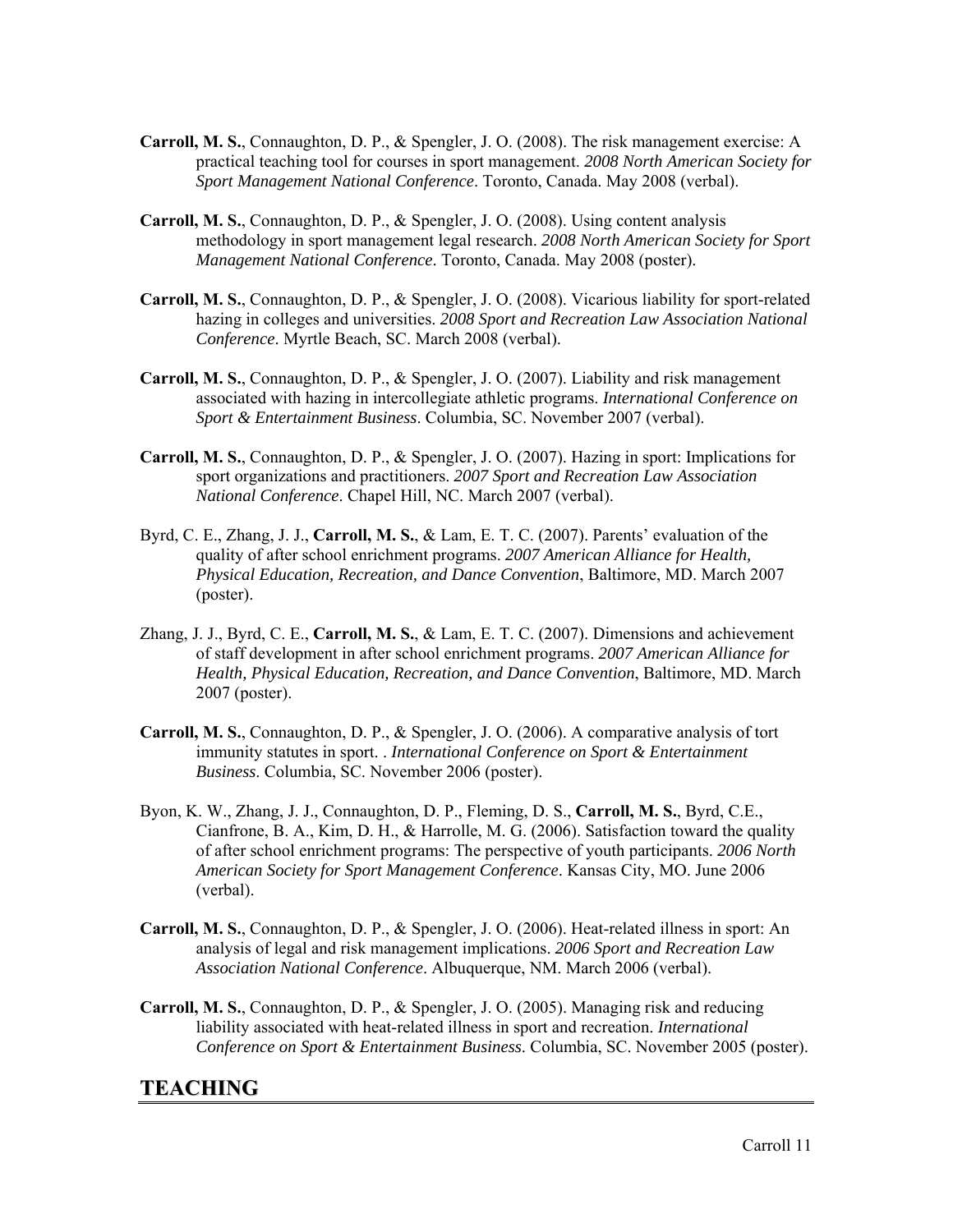**Carroll, M. S.**, Connaughton, D. P., & Spengler, J. O. (2008). The risk management exercise: A practical teaching tool for courses in sport management. *2008 North American Society for Sport Management National Conference*. Toronto, Canada. May 2008 (verbal).

**Carroll, M. S.**, Connaughton, D. P., & Spengler, J. O. (2008). Using content analysis methodology in sport management legal research. *2008 North American Society for Sport Management National Conference*. Toronto, Canada. May 2008 (poster).

**Carroll, M. S.**, Connaughton, D. P., & Spengler, J. O. (2008). Vicarious liability for sport-related hazing in colleges and universities. *2008 Sport and Recreation Law Association National Conference*. Myrtle Beach, SC. March 2008 (verbal).

**Carroll, M. S.**, Connaughton, D. P., & Spengler, J. O. (2007). Liability and risk management associated with hazing in intercollegiate athletic programs. *International Conference on Sport & Entertainment Business*. Columbia, SC. November 2007 (verbal).

**Carroll, M. S.**, Connaughton, D. P., & Spengler, J. O. (2007). Hazing in sport: Implications for sport organizations and practitioners. *2007 Sport and Recreation Law Association National Conference*. Chapel Hill, NC. March 2007 (verbal).

Byrd, C. E., Zhang, J. J., **Carroll, M. S.**, & Lam, E. T. C. (2007). Parents' evaluation of the quality of after school enrichment programs. *2007 American Alliance for Health, Physical Education, Recreation, and Dance Convention*, Baltimore, MD. March 2007 (poster).

Zhang, J. J., Byrd, C. E., **Carroll, M. S.**, & Lam, E. T. C. (2007). Dimensions and achievement of staff development in after school enrichment programs. *2007 American Alliance for Health, Physical Education, Recreation, and Dance Convention*, Baltimore, MD. March 2007 (poster).

**Carroll, M. S.**, Connaughton, D. P., & Spengler, J. O. (2006). A comparative analysis of tort immunity statutes in sport. . *International Conference on Sport & Entertainment Business*. Columbia, SC. November 2006 (poster).

Byon, K. W., Zhang, J. J., Connaughton, D. P., Fleming, D. S., **Carroll, M. S.**, Byrd, C.E., Cianfrone, B. A., Kim, D. H., & Harrolle, M. G. (2006). Satisfaction toward the quality of after school enrichment programs: The perspective of youth participants. *2006 North American Society for Sport Management Conference*. Kansas City, MO. June 2006 (verbal).

**Carroll, M. S.**, Connaughton, D. P., & Spengler, J. O. (2006). Heat-related illness in sport: An analysis of legal and risk management implications. *2006 Sport and Recreation Law Association National Conference*. Albuquerque, NM. March 2006 (verbal).

**Carroll, M. S.**, Connaughton, D. P., & Spengler, J. O. (2005). Managing risk and reducing liability associated with heat-related illness in sport and recreation. *International Conference on Sport & Entertainment Business*. Columbia, SC. November 2005 (poster).

## TEACHING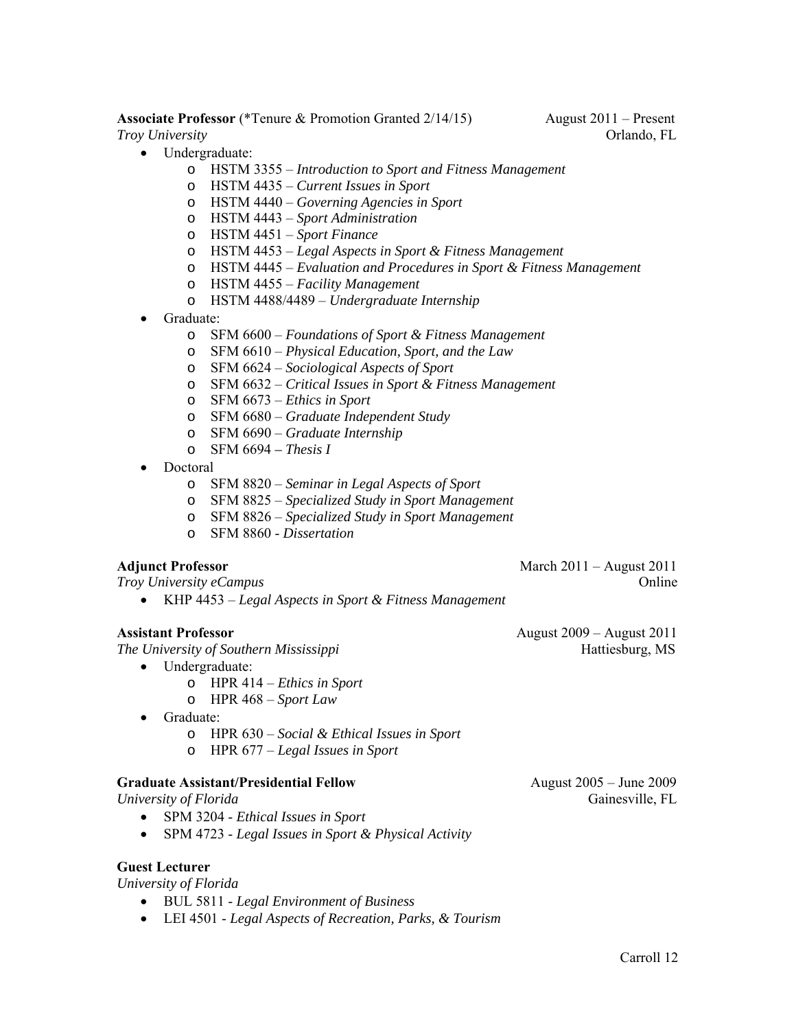**Associate Professor** (*Tenure & Promotion Granted 2/14/15) August 2011 – Present
*Troy University* Orlando, FL

- Undergraduate:
  - HSTM 3355 – *Introduction to Sport and Fitness Management*
  - HSTM 4435 – *Current Issues in Sport*
  - HSTM 4440 – *Governing Agencies in Sport*
  - HSTM 4443 – *Sport Administration*
  - HSTM 4451 – *Sport Finance*
  - HSTM 4453 – *Legal Aspects in Sport & Fitness Management*
  - HSTM 4445 – *Evaluation and Procedures in Sport & Fitness Management*
  - HSTM 4455 – *Facility Management*
  - HSTM 4488/4489 – *Undergraduate Internship*
- Graduate:
  - SFM 6600 – *Foundations of Sport & Fitness Management*
  - SFM 6610 – *Physical Education, Sport, and the Law*
  - SFM 6624 – *Sociological Aspects of Sport*
  - SFM 6632 – *Critical Issues in Sport & Fitness Management*
  - SFM 6673 – *Ethics in Sport*
  - SFM 6680 – *Graduate Independent Study*
  - SFM 6690 – *Graduate Internship*
  - SFM 6694 – *Thesis I*
- Doctoral
  - SFM 8820 – *Seminar in Legal Aspects of Sport*
  - SFM 8825 – *Specialized Study in Sport Management*
  - SFM 8826 – *Specialized Study in Sport Management*
  - SFM 8860 - *Dissertation*

**Adjunct Professor** March 2011 – August 2011
*Troy University eCampus* Online

- KHP 4453 – *Legal Aspects in Sport & Fitness Management*

**Assistant Professor** August 2009 – August 2011
*The University of Southern Mississippi* Hattiesburg, MS

- Undergraduate:
  - HPR 414 – *Ethics in Sport*
  - HPR 468 – *Sport Law*
- Graduate:
  - HPR 630 – *Social & Ethical Issues in Sport*
  - HPR 677 – *Legal Issues in Sport*

**Graduate Assistant/Presidential Fellow** August 2005 – June 2009
*University of Florida* Gainesville, FL

- SPM 3204 - *Ethical Issues in Sport*
- SPM 4723 - *Legal Issues in Sport & Physical Activity*

**Guest Lecturer**
*University of Florida*

- BUL 5811 - *Legal Environment of Business*
- LEI 4501 - *Legal Aspects of Recreation, Parks, & Tourism*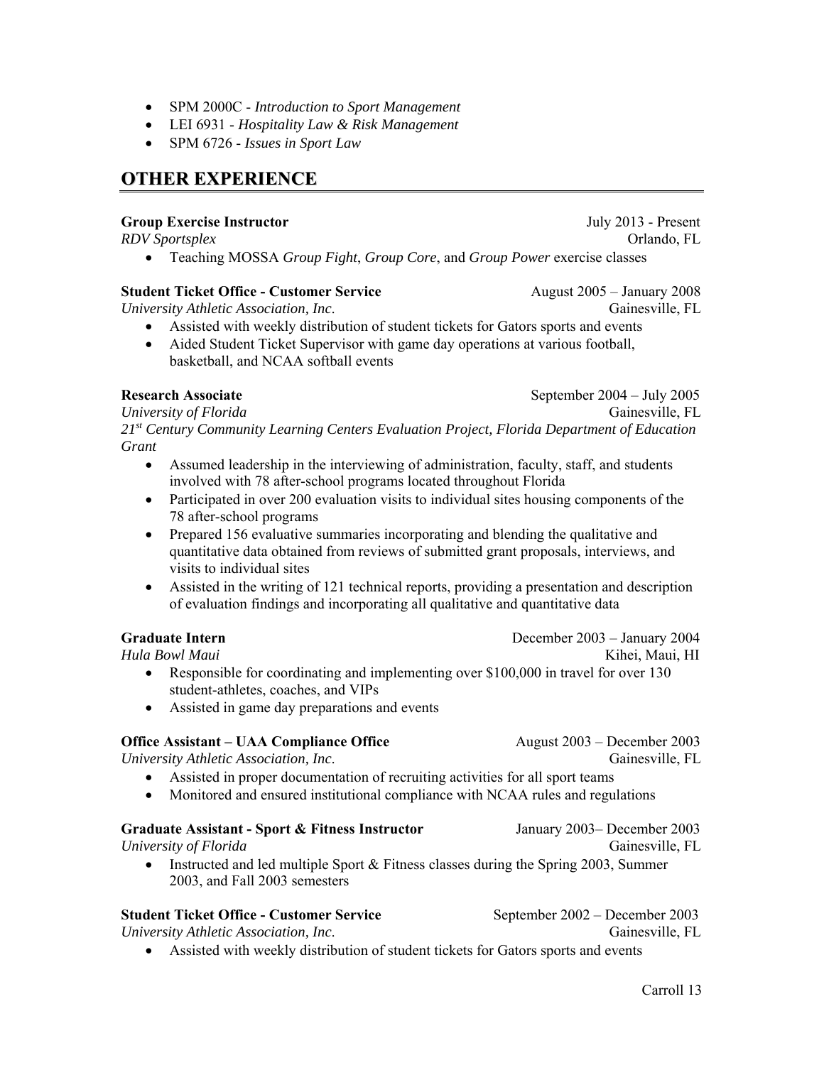- SPM 2000C - *Introduction to Sport Management*
- LEI 6931 - *Hospitality Law & Risk Management*
- SPM 6726 - *Issues in Sport Law*

## OTHER EXPERIENCE

**Group Exercise Instructor** July 2013 - Present
*RDV Sportsplex* Orlando, FL

- Teaching MOSSA *Group Fight*, *Group Core*, and *Group Power* exercise classes

**Student Ticket Office - Customer Service** August 2005 – January 2008
*University Athletic Association, Inc.* Gainesville, FL

- Assisted with weekly distribution of student tickets for Gators sports and events
- Aided Student Ticket Supervisor with game day operations at various football, basketball, and NCAA softball events

**Research Associate** September 2004 – July 2005
*University of Florida* Gainesville, FL
*21st Century Community Learning Centers Evaluation Project, Florida Department of Education Grant*

- Assumed leadership in the interviewing of administration, faculty, staff, and students involved with 78 after-school programs located throughout Florida
- Participated in over 200 evaluation visits to individual sites housing components of the 78 after-school programs
- Prepared 156 evaluative summaries incorporating and blending the qualitative and quantitative data obtained from reviews of submitted grant proposals, interviews, and visits to individual sites
- Assisted in the writing of 121 technical reports, providing a presentation and description of evaluation findings and incorporating all qualitative and quantitative data

**Graduate Intern** December 2003 – January 2004
*Hula Bowl Maui* Kihei, Maui, HI

- Responsible for coordinating and implementing over $100,000 in travel for over 130 student-athletes, coaches, and VIPs
- Assisted in game day preparations and events

**Office Assistant – UAA Compliance Office** August 2003 – December 2003
*University Athletic Association, Inc.* Gainesville, FL

- Assisted in proper documentation of recruiting activities for all sport teams
- Monitored and ensured institutional compliance with NCAA rules and regulations

**Graduate Assistant - Sport & Fitness Instructor** January 2003– December 2003
*University of Florida* Gainesville, FL

- Instructed and led multiple Sport & Fitness classes during the Spring 2003, Summer 2003, and Fall 2003 semesters

**Student Ticket Office - Customer Service** September 2002 – December 2003
*University Athletic Association, Inc.* Gainesville, FL

- Assisted with weekly distribution of student tickets for Gators sports and events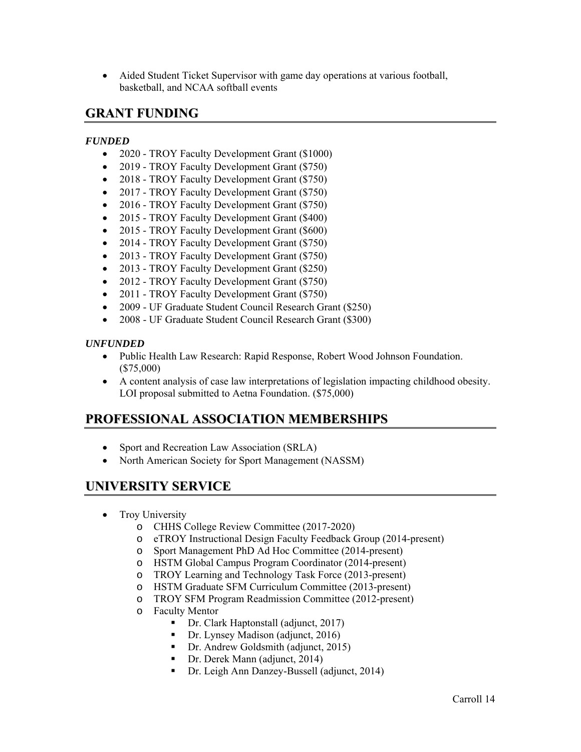- Aided Student Ticket Supervisor with game day operations at various football, basketball, and NCAA softball events

## GRANT FUNDING

***FUNDED***

- 2020 - TROY Faculty Development Grant ($1000)
- 2019 - TROY Faculty Development Grant ($750)
- 2018 - TROY Faculty Development Grant ($750)
- 2017 - TROY Faculty Development Grant ($750)
- 2016 - TROY Faculty Development Grant ($750)
- 2015 - TROY Faculty Development Grant ($400)
- 2015 - TROY Faculty Development Grant ($600)
- 2014 - TROY Faculty Development Grant ($750)
- 2013 - TROY Faculty Development Grant ($750)
- 2013 - TROY Faculty Development Grant ($250)
- 2012 - TROY Faculty Development Grant ($750)
- 2011 - TROY Faculty Development Grant ($750)
- 2009 - UF Graduate Student Council Research Grant ($250)
- 2008 - UF Graduate Student Council Research Grant ($300)

***UNFUNDED***

- Public Health Law Research: Rapid Response, Robert Wood Johnson Foundation. ($75,000)
- A content analysis of case law interpretations of legislation impacting childhood obesity. LOI proposal submitted to Aetna Foundation. ($75,000)

## PROFESSIONAL ASSOCIATION MEMBERSHIPS

- Sport and Recreation Law Association (SRLA)
- North American Society for Sport Management (NASSM)

## UNIVERSITY SERVICE

- Troy University
  - CHHS College Review Committee (2017-2020)
  - eTROY Instructional Design Faculty Feedback Group (2014-present)
  - Sport Management PhD Ad Hoc Committee (2014-present)
  - HSTM Global Campus Program Coordinator (2014-present)
  - TROY Learning and Technology Task Force (2013-present)
  - HSTM Graduate SFM Curriculum Committee (2013-present)
  - TROY SFM Program Readmission Committee (2012-present)
  - Faculty Mentor
    - Dr. Clark Haptonstall (adjunct, 2017)
    - Dr. Lynsey Madison (adjunct, 2016)
    - Dr. Andrew Goldsmith (adjunct, 2015)
    - Dr. Derek Mann (adjunct, 2014)
    - Dr. Leigh Ann Danzey-Bussell (adjunct, 2014)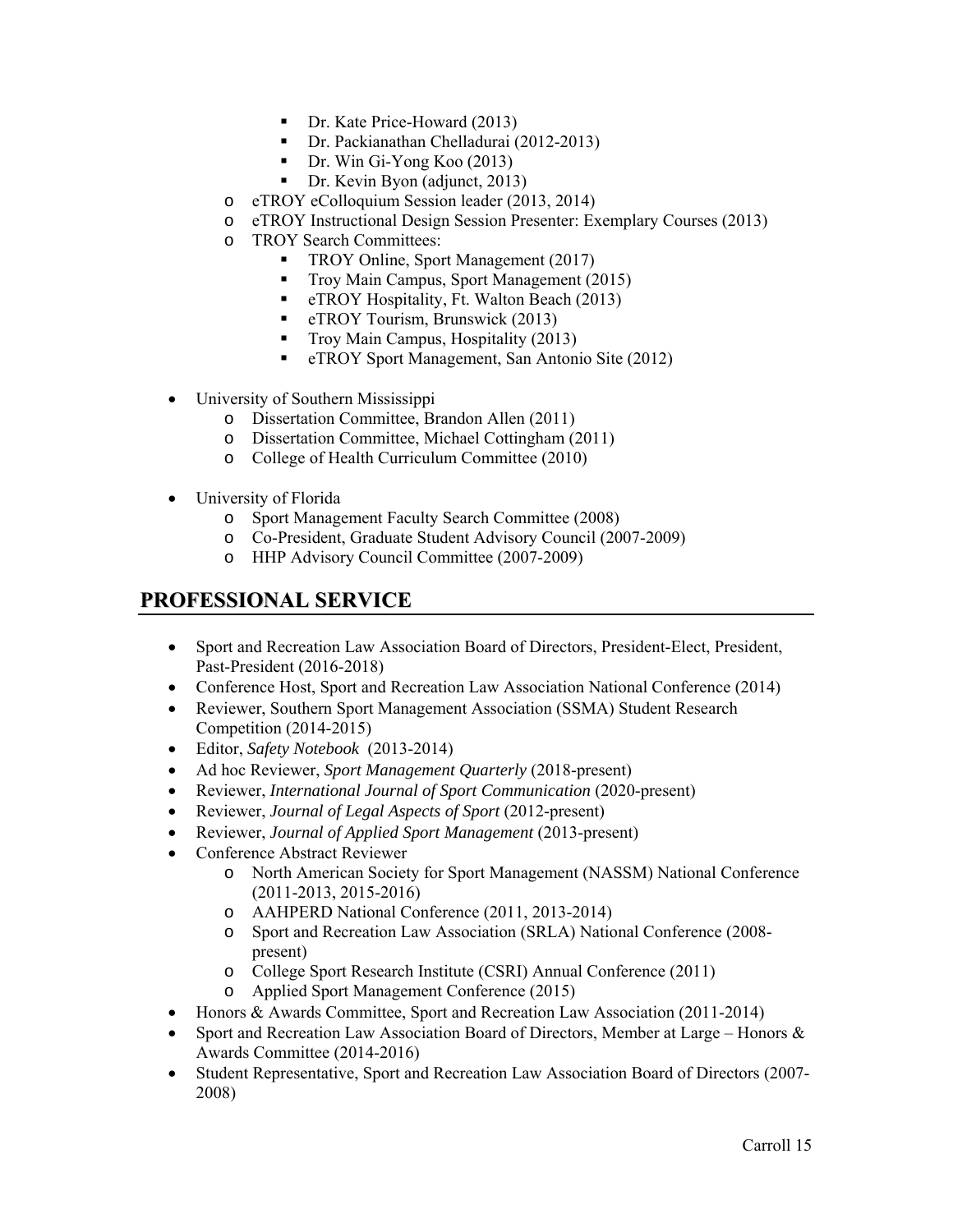- Dr. Kate Price-Howard (2013)
        - Dr. Packianathan Chelladurai (2012-2013)
        - Dr. Win Gi-Yong Koo (2013)
        - Dr. Kevin Byon (adjunct, 2013)
    - eTROY eColloquium Session leader (2013, 2014)
    - eTROY Instructional Design Session Presenter: Exemplary Courses (2013)
    - TROY Search Committees:
        - TROY Online, Sport Management (2017)
        - Troy Main Campus, Sport Management (2015)
        - eTROY Hospitality, Ft. Walton Beach (2013)
        - eTROY Tourism, Brunswick (2013)
        - Troy Main Campus, Hospitality (2013)
        - eTROY Sport Management, San Antonio Site (2012)

- University of Southern Mississippi
    - Dissertation Committee, Brandon Allen (2011)
    - Dissertation Committee, Michael Cottingham (2011)
    - College of Health Curriculum Committee (2010)

- University of Florida
    - Sport Management Faculty Search Committee (2008)
    - Co-President, Graduate Student Advisory Council (2007-2009)
    - HHP Advisory Council Committee (2007-2009)

## PROFESSIONAL SERVICE

- Sport and Recreation Law Association Board of Directors, President-Elect, President, Past-President (2016-2018)
- Conference Host, Sport and Recreation Law Association National Conference (2014)
- Reviewer, Southern Sport Management Association (SSMA) Student Research Competition (2014-2015)
- Editor, *Safety Notebook* (2013-2014)
- Ad hoc Reviewer, *Sport Management Quarterly* (2018-present)
- Reviewer, *International Journal of Sport Communication* (2020-present)
- Reviewer, *Journal of Legal Aspects of Sport* (2012-present)
- Reviewer, *Journal of Applied Sport Management* (2013-present)
- Conference Abstract Reviewer
    - North American Society for Sport Management (NASSM) National Conference (2011-2013, 2015-2016)
    - AAHPERD National Conference (2011, 2013-2014)
    - Sport and Recreation Law Association (SRLA) National Conference (2008-present)
    - College Sport Research Institute (CSRI) Annual Conference (2011)
    - Applied Sport Management Conference (2015)
- Honors & Awards Committee, Sport and Recreation Law Association (2011-2014)
- Sport and Recreation Law Association Board of Directors, Member at Large – Honors & Awards Committee (2014-2016)
- Student Representative, Sport and Recreation Law Association Board of Directors (2007-2008)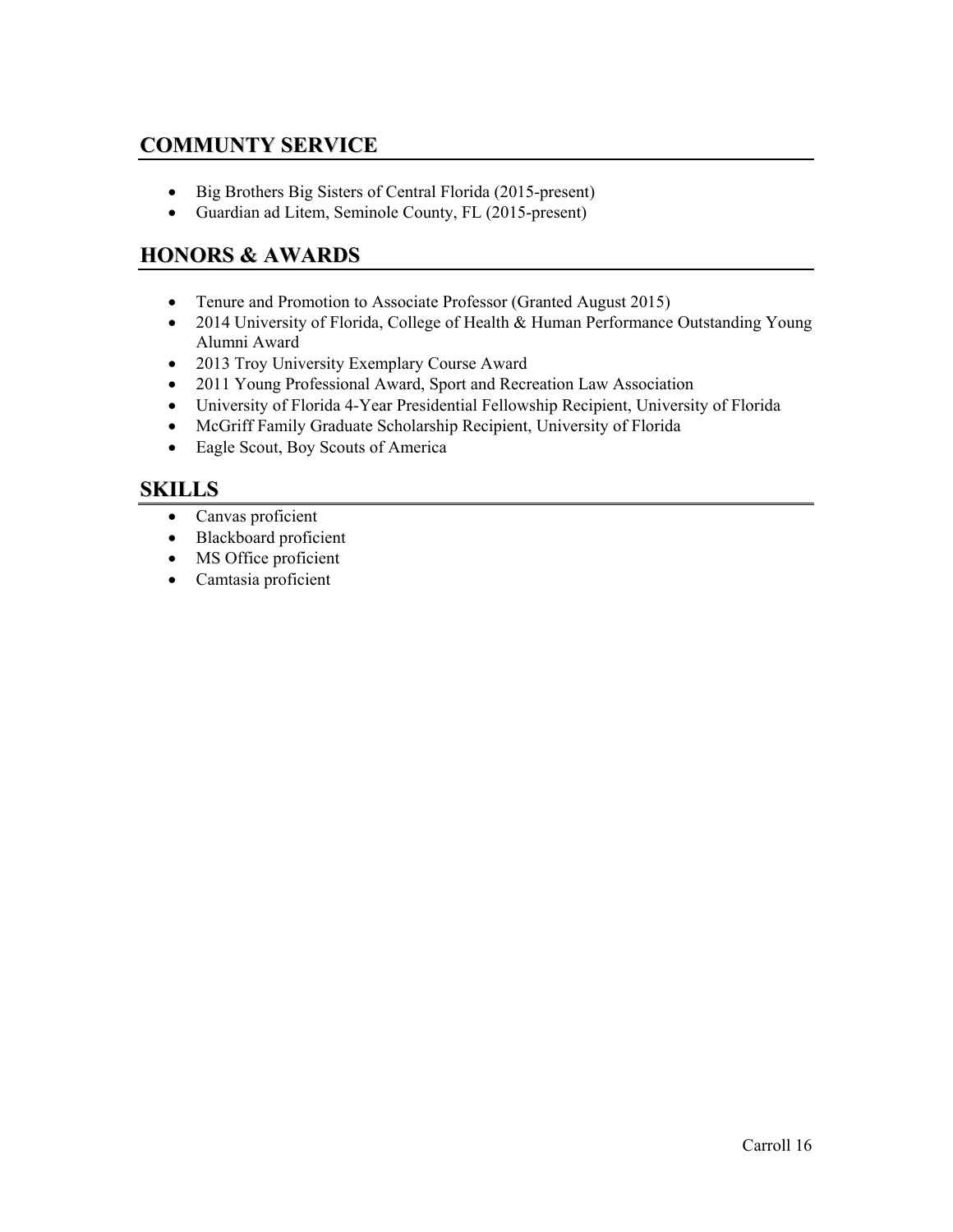## COMMUNTY SERVICE

- Big Brothers Big Sisters of Central Florida (2015-present)
- Guardian ad Litem, Seminole County, FL (2015-present)

## HONORS & AWARDS

- Tenure and Promotion to Associate Professor (Granted August 2015)
- 2014 University of Florida, College of Health & Human Performance Outstanding Young Alumni Award
- 2013 Troy University Exemplary Course Award
- 2011 Young Professional Award, Sport and Recreation Law Association
- University of Florida 4-Year Presidential Fellowship Recipient, University of Florida
- McGriff Family Graduate Scholarship Recipient, University of Florida
- Eagle Scout, Boy Scouts of America

## SKILLS

- Canvas proficient
- Blackboard proficient
- MS Office proficient
- Camtasia proficient